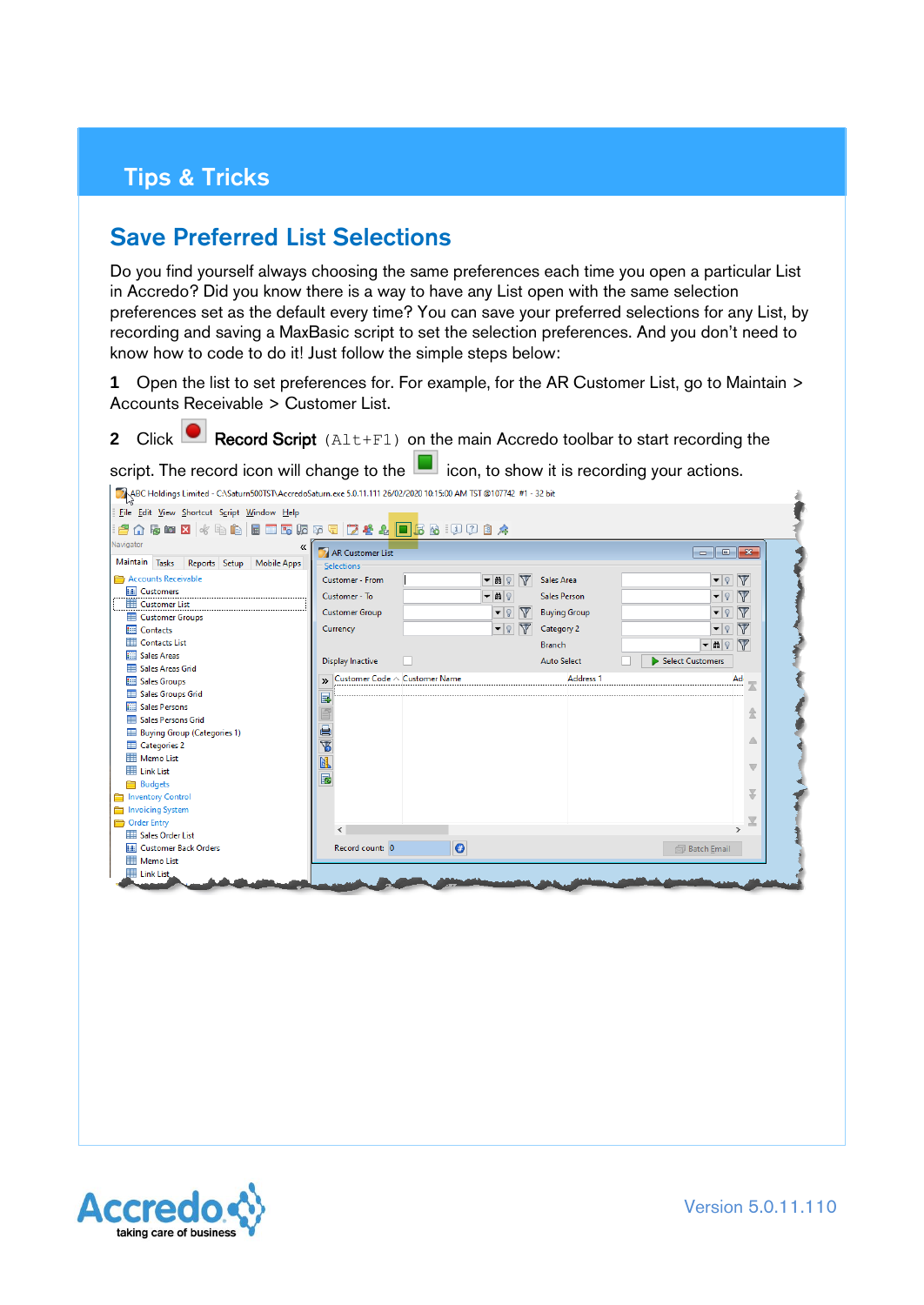# Tips & Tricks

## Save Preferred List Selections

Do you find yourself always choosing the same preferences each time you open a particular List in Accredo? Did you know there is a way to have any List open with the same selection preferences set as the default every time? You can save your preferred selections for any List, by recording and saving a MaxBasic script to set the selection preferences. And you don't need to know how to code to do it! Just follow the simple steps below:

**1** Open the list to set preferences for. For example, for the AR Customer List, go to Maintain > Accounts Receivable > Customer List.

**2** Click **Record Script** `(Alt+F1)` on the main Accredo toolbar to start recording the script. The record icon will change to the icon, to show it is recording your actions.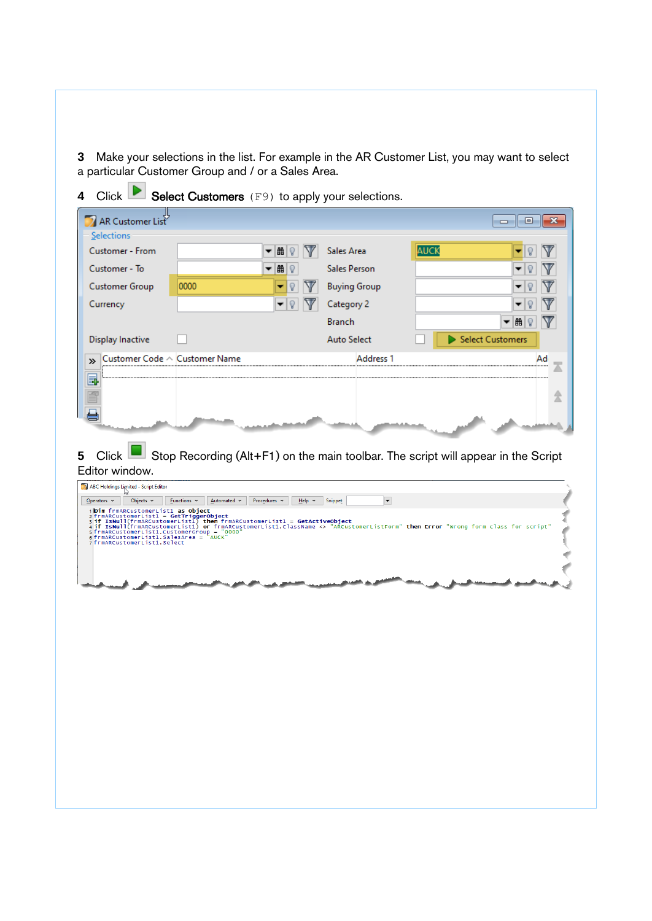3 Make your selections in the list. For example in the AR Customer List, you may want to select a particular Customer Group and / or a Sales Area.

4 Click **Select Customers** (F9) to apply your selections.

5 Click Stop Recording (Alt+F1) on the main toolbar. The script will appear in the Script Editor window.

```
Dim frmARCustomerList1 as object
frmARCustomerList1 = GetTriggerObject
if IsNull(frmARCustomerList1) then frmARCustomerList1 = GetActiveObject
if IsNull(frmARCustomerList1) or frmARCustomerList1.ClassName <> "ARCustomerListForm" then Error "Wrong form class for script"
frmARCustomerList1.CustomerGroup = "0000"
frmARCustomerList1.SalesArea = "AUCK"
frmARCustomerList1.Select
```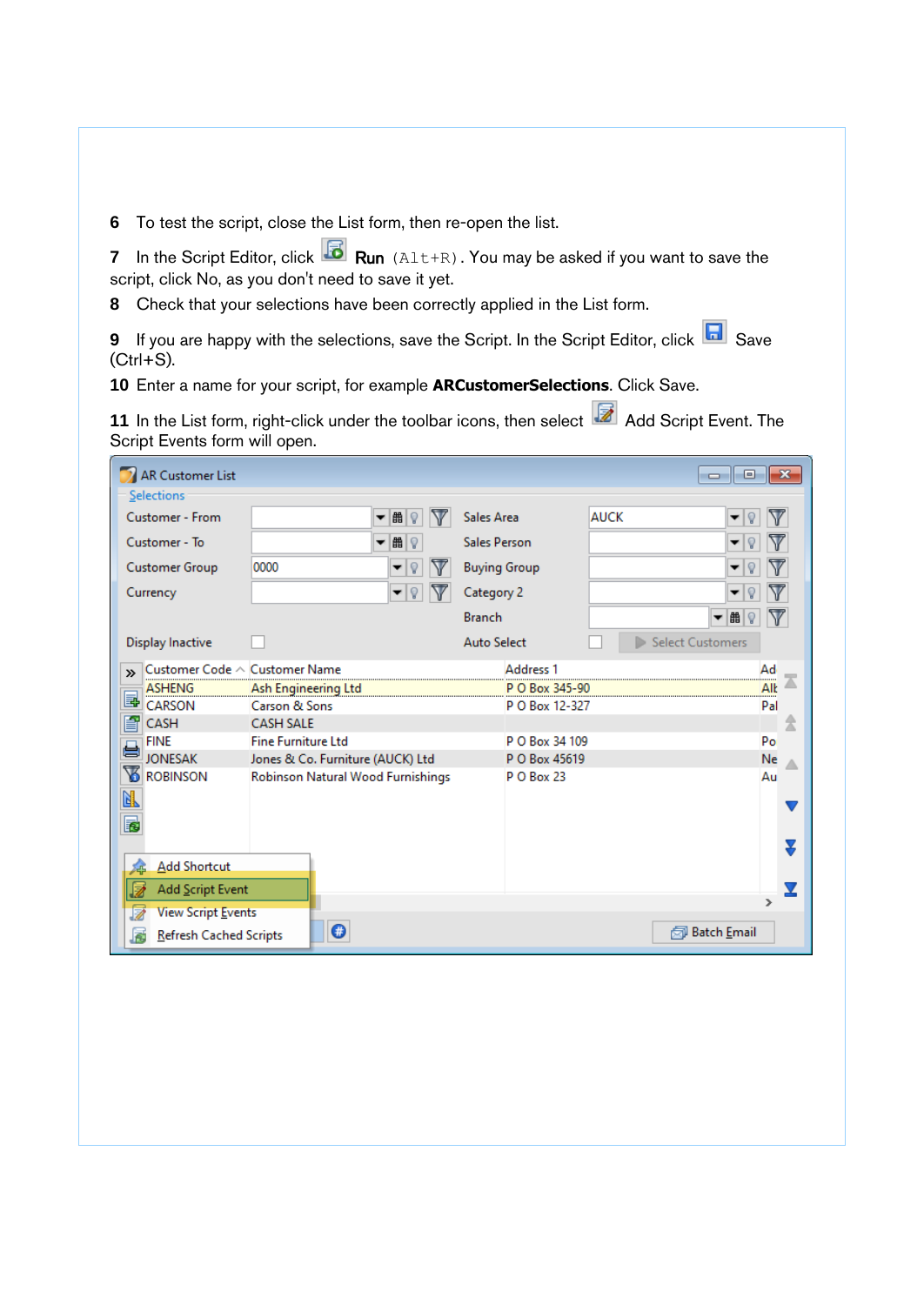6 To test the script, close the List form, then re-open the list.

7 In the Script Editor, click **Run** `(Alt+R)`. You may be asked if you want to save the script, click No, as you don't need to save it yet.

8 Check that your selections have been correctly applied in the List form.

9 If you are happy with the selections, save the Script. In the Script Editor, click Save (Ctrl+S).

10 Enter a name for your script, for example **ARCustomerSelections**. Click Save.

11 In the List form, right-click under the toolbar icons, then select Add Script Event. The Script Events form will open.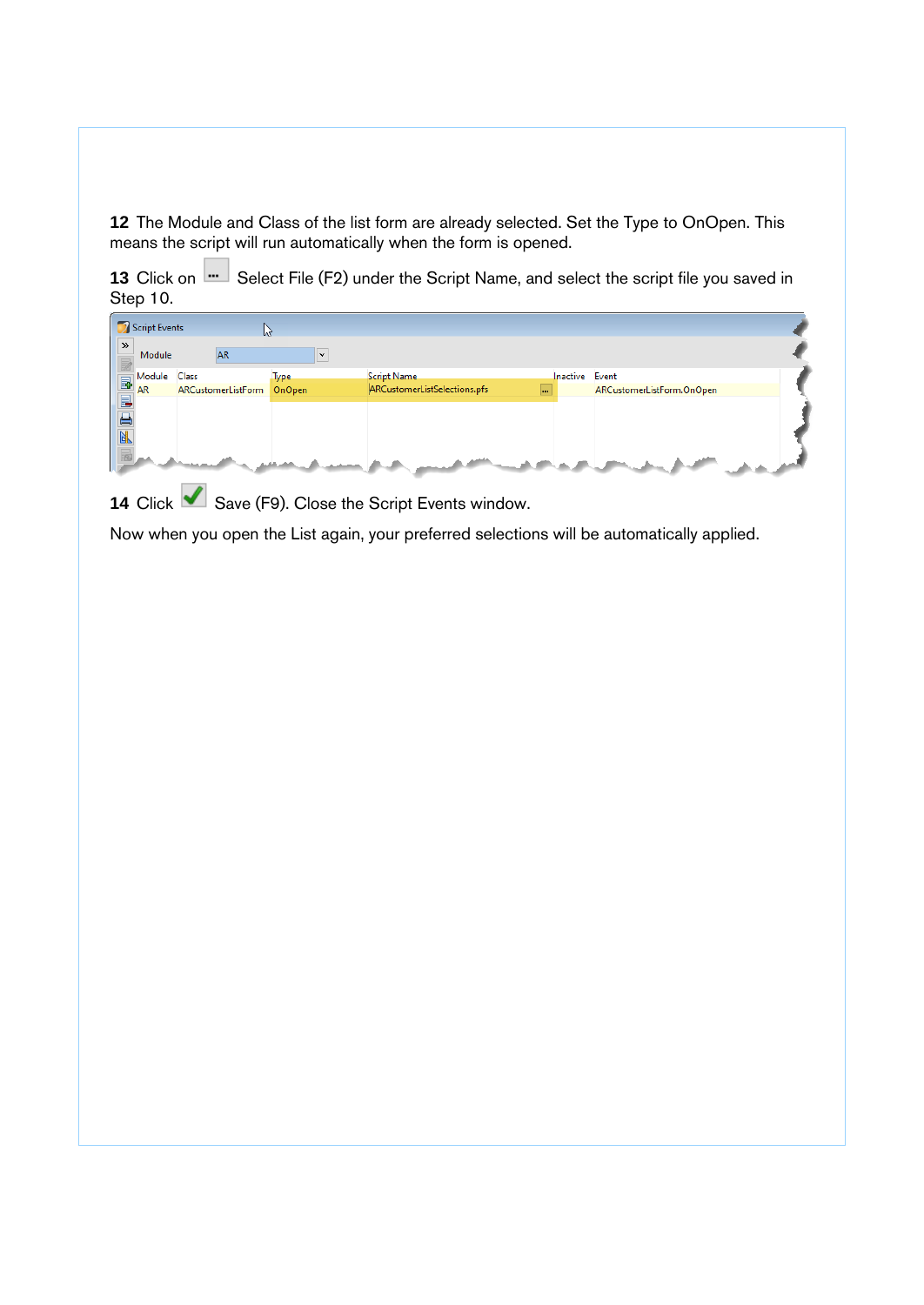**12** The Module and Class of the list form are already selected. Set the Type to OnOpen. This means the script will run automatically when the form is opened.

**13** Click on [...] Select File (F2) under the Script Name, and select the script file you saved in Step 10.

**14** Click [✓] Save (F9). Close the Script Events window.

Now when you open the List again, your preferred selections will be automatically applied.